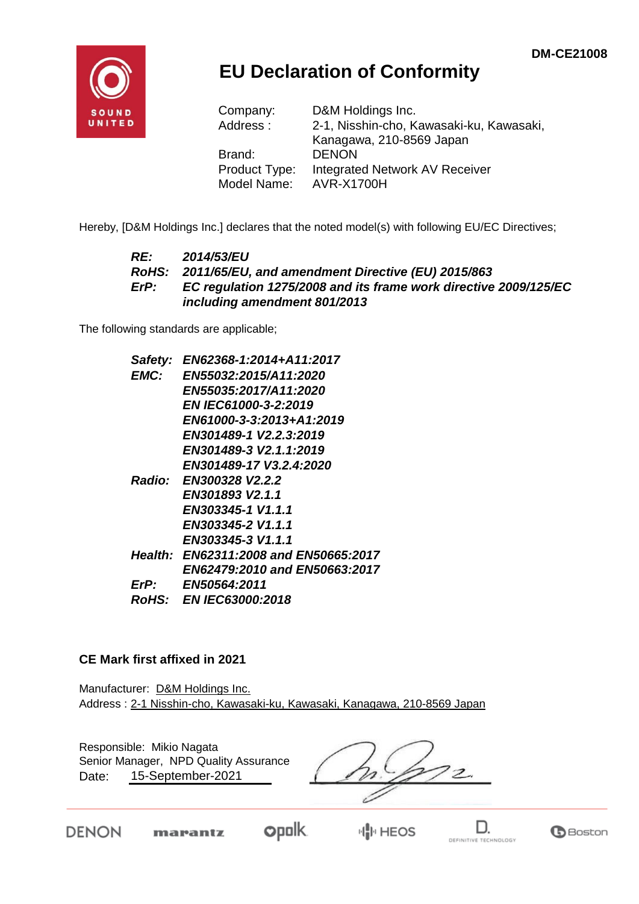DM-CE21008

SOUND UNITED

# EU Declaration of Conformity

Company: D&M Holdings Inc.
Address : 2-1, Nisshin-cho, Kawasaki-ku, Kawasaki, Kanagawa, 210-8569 Japan
Brand: DENON
Product Type: Integrated Network AV Receiver
Model Name: AVR-X1700H

Hereby, [D&M Holdings Inc.] declares that the noted model(s) with following EU/EC Directives;

***RE:*** ***2014/53/EU***
***RoHS:*** ***2011/65/EU, and amendment Directive (EU) 2015/863***
***ErP:*** ***EC regulation 1275/2008 and its frame work directive 2009/125/EC including amendment 801/2013***

The following standards are applicable;

***Safety:*** ***EN62368-1:2014+A11:2017***
***EMC:*** ***EN55032:2015/A11:2020***
***EN55035:2017/A11:2020***
***EN IEC61000-3-2:2019***
***EN61000-3-3:2013+A1:2019***
***EN301489-1 V2.2.3:2019***
***EN301489-3 V2.1.1:2019***
***EN301489-17 V3.2.4:2020***
***Radio:*** ***EN300328 V2.2.2***
***EN301893 V2.1.1***
***EN303345-1 V1.1.1***
***EN303345-2 V1.1.1***
***EN303345-3 V1.1.1***
***Health:*** ***EN62311:2008 and EN50665:2017***
***EN62479:2010 and EN50663:2017***
***ErP:*** ***EN50564:2011***
***RoHS:*** ***EN IEC63000:2018***

**CE Mark first affixed in 2021**

Manufacturer: D&M Holdings Inc.
Address : 2-1 Nisshin-cho, Kawasaki-ku, Kawasaki, Kanagawa, 210-8569 Japan

Responsible: Mikio Nagata
Senior Manager, NPD Quality Assurance
Date: 15-September-2021

DENON marantz polk HEOS D. DEFINITIVE TECHNOLOGY Boston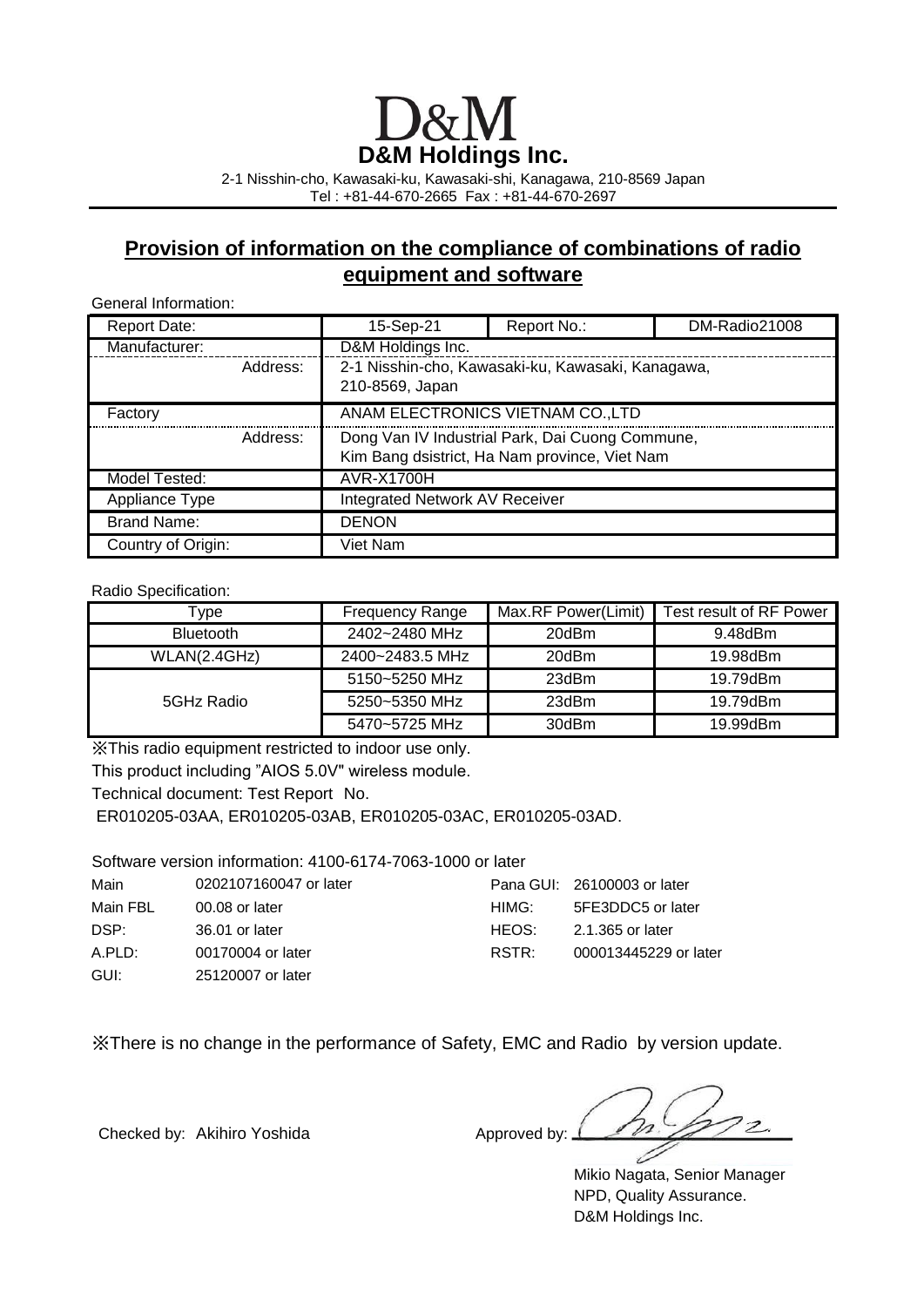# D&M

**D&M Holdings Inc.**

2-1 Nisshin-cho, Kawasaki-ku, Kawasaki-shi, Kanagawa, 210-8569 Japan
Tel : +81-44-670-2665 Fax : +81-44-670-2697

## Provision of information on the compliance of combinations of radio equipment and software

General Information:

| | | | |
|---|---|---|---|
| Report Date: | 15-Sep-21 | Report No.: | DM-Radio21008 |
| Manufacturer: | D&M Holdings Inc. | | |
| Address: | 2-1 Nisshin-cho, Kawasaki-ku, Kawasaki-shi, Kanagawa, 210-8569, Japan | | |
| Factory | ANAM ELECTRONICS VIETNAM CO.,LTD | | |
| Address: | Dong Van IV Industrial Park, Dai Cuong Commune, Kim Bang dsistrict, Ha Nam province, Viet Nam | | |
| Model Tested: | AVR-X1700H | | |
| Appliance Type | Integrated Network AV Receiver | | |
| Brand Name: | DENON | | |
| Country of Origin: | Viet Nam | | |

Radio Specification:

| Type | Frequency Range | Max.RF Power(Limit) | Test result of RF Power |
|---|---|---|---|
| Bluetooth | 2402~2480 MHz | 20dBm | 9.48dBm |
| WLAN(2.4GHz) | 2400~2483.5 MHz | 20dBm | 19.98dBm |
| 5GHz Radio | 5150~5250 MHz | 23dBm | 19.79dBm |
| | 5250~5350 MHz | 23dBm | 19.79dBm |
| | 5470~5725 MHz | 30dBm | 19.99dBm |

※This radio equipment restricted to indoor use only.

This product including "AIOS 5.0V" wireless module.

Technical document: Test Report No.

ER010205-03AA, ER010205-03AB, ER010205-03AC, ER010205-03AD.

Software version information: 4100-6174-7063-1000 or later

| | | | |
|---|---|---|---|
| Main | 0202107160047 or later | Pana GUI: | 26100003 or later |
| Main FBL | 00.08 or later | HIMG: | 5FE3DDC5 or later |
| DSP: | 36.01 or later | HEOS: | 2.1.365 or later |
| A.PLD: | 00170004 or later | RSTR: | 000013445229 or later |
| GUI: | 25120007 or later | | |

※There is no change in the performance of Safety, EMC and Radio by version update.

Checked by: Akihiro Yoshida

Approved by:

Mikio Nagata, Senior Manager
NPD, Quality Assurance.
D&M Holdings Inc.